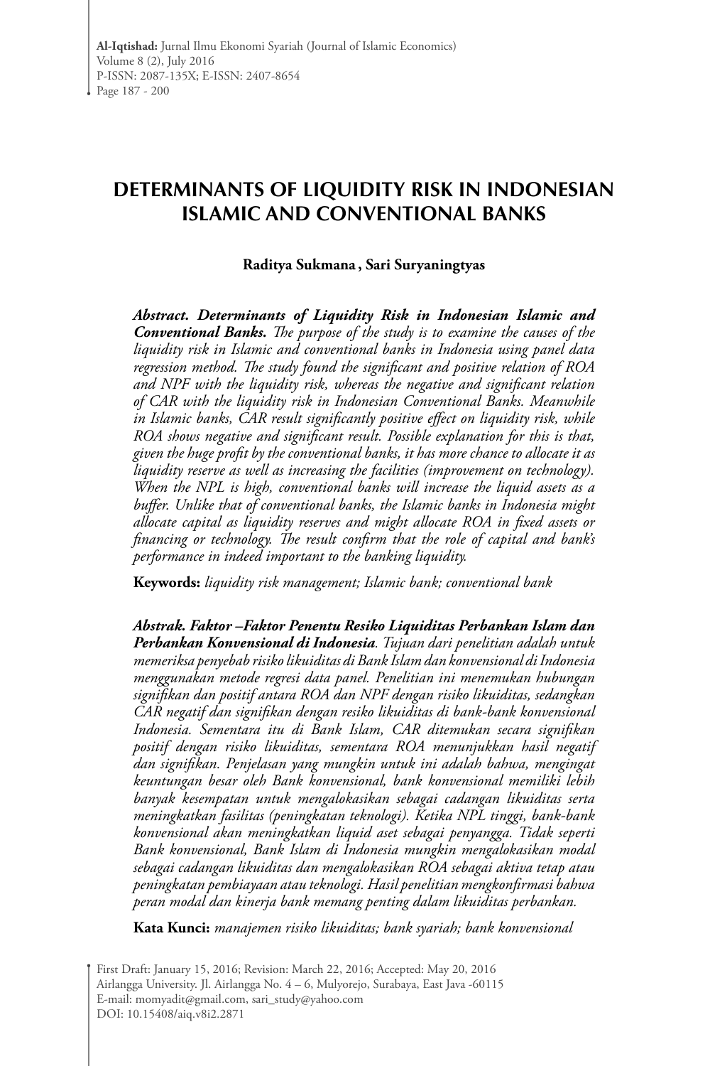# DETERMINANTS OF LIQUIDITY RISK IN INDONESIAN ISLAMIC AND CONVENTIONAL BANKS

**Raditya Sukmana , Sari Suryaningtyas**

***Abstract. Determinants of Liquidity Risk in Indonesian Islamic and Conventional Banks.*** *The purpose of the study is to examine the causes of the liquidity risk in Islamic and conventional banks in Indonesia using panel data regression method. The study found the significant and positive relation of ROA and NPF with the liquidity risk, whereas the negative and significant relation of CAR with the liquidity risk in Indonesian Conventional Banks. Meanwhile in Islamic banks, CAR result significantly positive effect on liquidity risk, while ROA shows negative and significant result. Possible explanation for this is that, given the huge profit by the conventional banks, it has more chance to allocate it as liquidity reserve as well as increasing the facilities (improvement on technology). When the NPL is high, conventional banks will increase the liquid assets as a buffer. Unlike that of conventional banks, the Islamic banks in Indonesia might allocate capital as liquidity reserves and might allocate ROA in fixed assets or financing or technology. The result confirm that the role of capital and bank's performance in indeed important to the banking liquidity.*

**Keywords:** *liquidity risk management; Islamic bank; conventional bank*

***Abstrak. Faktor –Faktor Penentu Resiko Liquiditas Perbankan Islam dan Perbankan Konvensional di Indonesia***. *Tujuan dari penelitian adalah untuk memeriksa penyebab risiko likuiditas di Bank Islam dan konvensional di Indonesia menggunakan metode regresi data panel. Penelitian ini menemukan hubungan signifikan dan positif antara ROA dan NPF dengan risiko likuiditas, sedangkan CAR negatif dan signifikan dengan resiko likuiditas di bank-bank konvensional Indonesia. Sementara itu di Bank Islam, CAR ditemukan secara signifikan positif dengan risiko likuiditas, sementara ROA menunjukkan hasil negatif dan signifikan. Penjelasan yang mungkin untuk ini adalah bahwa, mengingat keuntungan besar oleh Bank konvensional, bank konvensional memiliki lebih banyak kesempatan untuk mengalokasikan sebagai cadangan likuiditas serta meningkatkan fasilitas (peningkatan teknologi). Ketika NPL tinggi, bank-bank konvensional akan meningkatkan liquid aset sebagai penyangga. Tidak seperti Bank konvensional, Bank Islam di Indonesia mungkin mengalokasikan modal sebagai cadangan likuiditas dan mengalokasikan ROA sebagai aktiva tetap atau peningkatan pembiayaan atau teknologi. Hasil penelitian mengkonfirmasi bahwa peran modal dan kinerja bank memang penting dalam likuiditas perbankan.*

**Kata Kunci:** *manajemen risiko likuiditas; bank syariah; bank konvensional*

First Draft: January 15, 2016; Revision: March 22, 2016; Accepted: May 20, 2016
Airlangga University. Jl. Airlangga No. 4 – 6, Mulyorejo, Surabaya, East Java -60115
E-mail: momyadit@gmail.com, sari_study@yahoo.com
DOI: 10.15408/aiq.v8i2.2871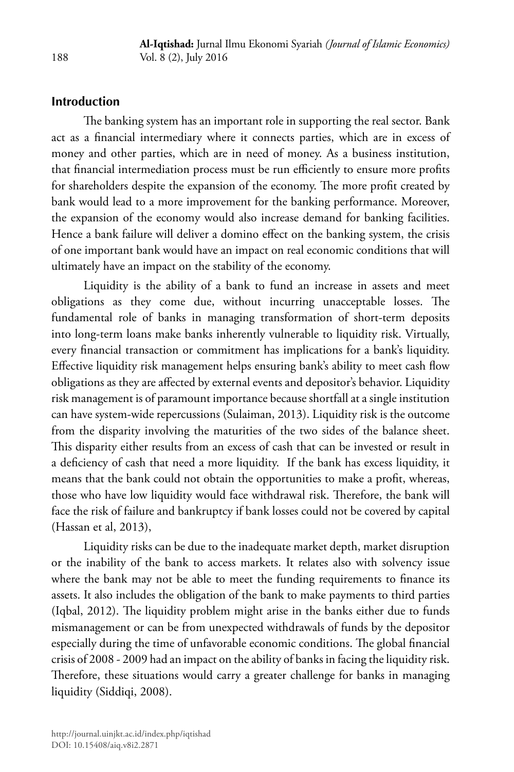## Introduction

The banking system has an important role in supporting the real sector. Bank act as a financial intermediary where it connects parties, which are in excess of money and other parties, which are in need of money. As a business institution, that financial intermediation process must be run efficiently to ensure more profits for shareholders despite the expansion of the economy. The more profit created by bank would lead to a more improvement for the banking performance. Moreover, the expansion of the economy would also increase demand for banking facilities. Hence a bank failure will deliver a domino effect on the banking system, the crisis of one important bank would have an impact on real economic conditions that will ultimately have an impact on the stability of the economy.

Liquidity is the ability of a bank to fund an increase in assets and meet obligations as they come due, without incurring unacceptable losses. The fundamental role of banks in managing transformation of short-term deposits into long-term loans make banks inherently vulnerable to liquidity risk. Virtually, every financial transaction or commitment has implications for a bank's liquidity. Effective liquidity risk management helps ensuring bank's ability to meet cash flow obligations as they are affected by external events and depositor's behavior. Liquidity risk management is of paramount importance because shortfall at a single institution can have system-wide repercussions (Sulaiman, 2013). Liquidity risk is the outcome from the disparity involving the maturities of the two sides of the balance sheet. This disparity either results from an excess of cash that can be invested or result in a deficiency of cash that need a more liquidity. If the bank has excess liquidity, it means that the bank could not obtain the opportunities to make a profit, whereas, those who have low liquidity would face withdrawal risk. Therefore, the bank will face the risk of failure and bankruptcy if bank losses could not be covered by capital (Hassan et al, 2013),

Liquidity risks can be due to the inadequate market depth, market disruption or the inability of the bank to access markets. It relates also with solvency issue where the bank may not be able to meet the funding requirements to finance its assets. It also includes the obligation of the bank to make payments to third parties (Iqbal, 2012). The liquidity problem might arise in the banks either due to funds mismanagement or can be from unexpected withdrawals of funds by the depositor especially during the time of unfavorable economic conditions. The global financial crisis of 2008 - 2009 had an impact on the ability of banks in facing the liquidity risk. Therefore, these situations would carry a greater challenge for banks in managing liquidity (Siddiqi, 2008).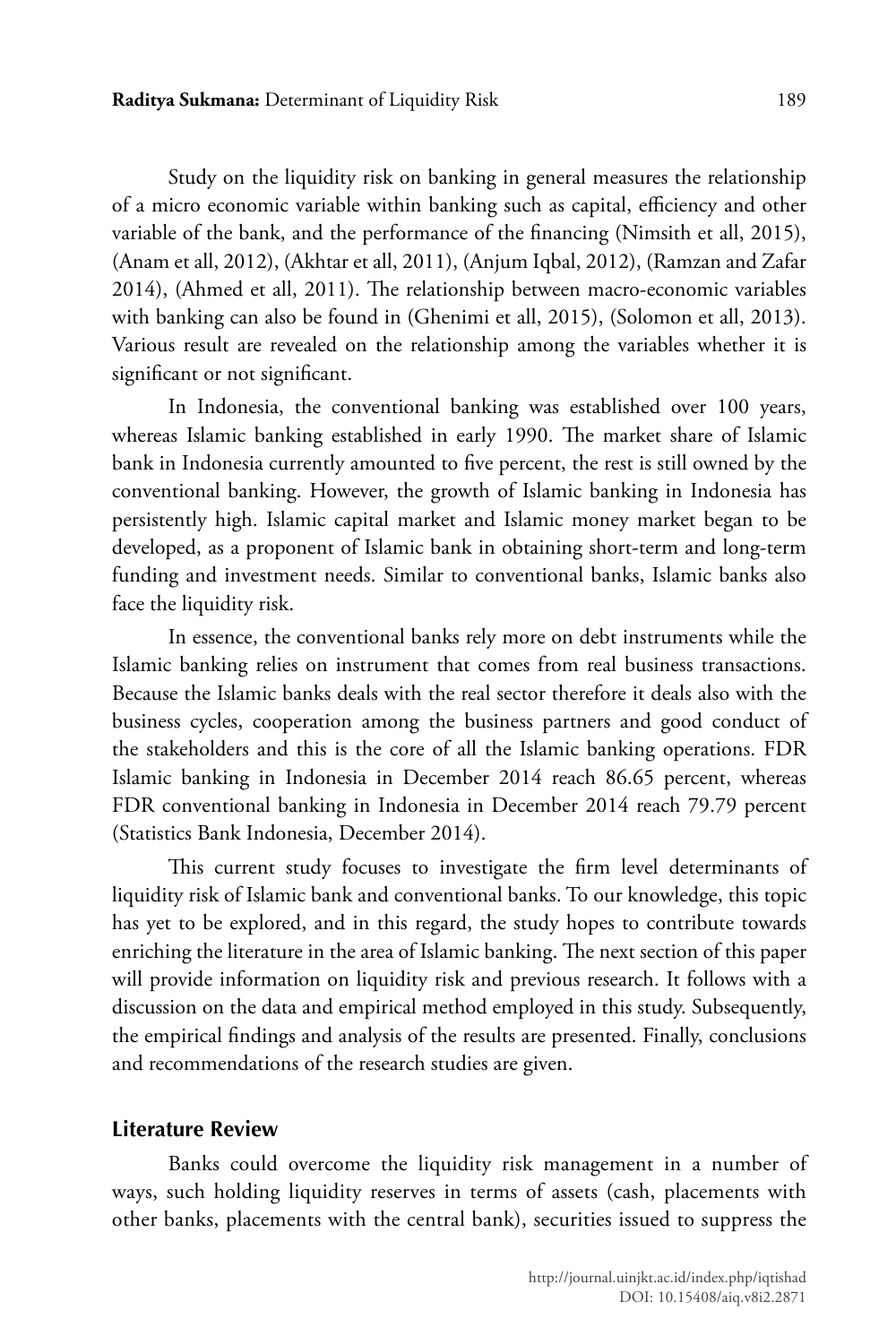Study on the liquidity risk on banking in general measures the relationship of a micro economic variable within banking such as capital, efficiency and other variable of the bank, and the performance of the financing (Nimsith et all, 2015), (Anam et all, 2012), (Akhtar et all, 2011), (Anjum Iqbal, 2012), (Ramzan and Zafar 2014), (Ahmed et all, 2011). The relationship between macro-economic variables with banking can also be found in (Ghenimi et all, 2015), (Solomon et all, 2013). Various result are revealed on the relationship among the variables whether it is significant or not significant.

In Indonesia, the conventional banking was established over 100 years, whereas Islamic banking established in early 1990. The market share of Islamic bank in Indonesia currently amounted to five percent, the rest is still owned by the conventional banking. However, the growth of Islamic banking in Indonesia has persistently high. Islamic capital market and Islamic money market began to be developed, as a proponent of Islamic bank in obtaining short-term and long-term funding and investment needs. Similar to conventional banks, Islamic banks also face the liquidity risk.

In essence, the conventional banks rely more on debt instruments while the Islamic banking relies on instrument that comes from real business transactions. Because the Islamic banks deals with the real sector therefore it deals also with the business cycles, cooperation among the business partners and good conduct of the stakeholders and this is the core of all the Islamic banking operations. FDR Islamic banking in Indonesia in December 2014 reach 86.65 percent, whereas FDR conventional banking in Indonesia in December 2014 reach 79.79 percent (Statistics Bank Indonesia, December 2014).

This current study focuses to investigate the firm level determinants of liquidity risk of Islamic bank and conventional banks. To our knowledge, this topic has yet to be explored, and in this regard, the study hopes to contribute towards enriching the literature in the area of Islamic banking. The next section of this paper will provide information on liquidity risk and previous research. It follows with a discussion on the data and empirical method employed in this study. Subsequently, the empirical findings and analysis of the results are presented. Finally, conclusions and recommendations of the research studies are given.

## Literature Review

Banks could overcome the liquidity risk management in a number of ways, such holding liquidity reserves in terms of assets (cash, placements with other banks, placements with the central bank), securities issued to suppress the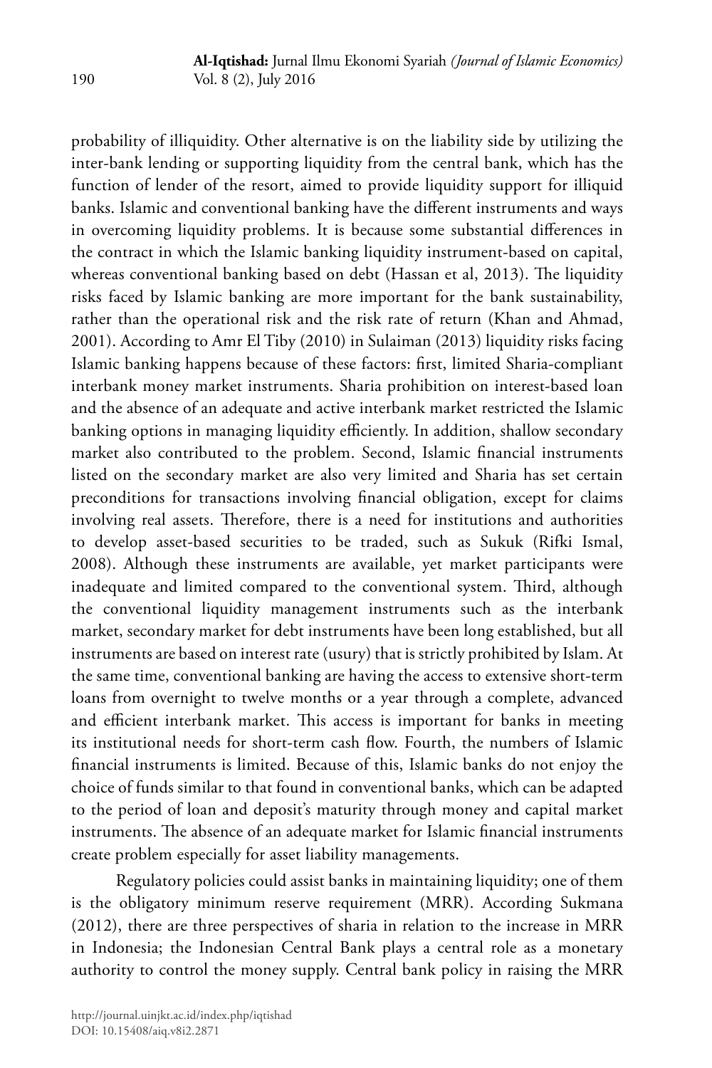probability of illiquidity. Other alternative is on the liability side by utilizing the inter-bank lending or supporting liquidity from the central bank, which has the function of lender of the resort, aimed to provide liquidity support for illiquid banks. Islamic and conventional banking have the different instruments and ways in overcoming liquidity problems. It is because some substantial differences in the contract in which the Islamic banking liquidity instrument-based on capital, whereas conventional banking based on debt (Hassan et al, 2013). The liquidity risks faced by Islamic banking are more important for the bank sustainability, rather than the operational risk and the risk rate of return (Khan and Ahmad, 2001). According to Amr El Tiby (2010) in Sulaiman (2013) liquidity risks facing Islamic banking happens because of these factors: first, limited Sharia-compliant interbank money market instruments. Sharia prohibition on interest-based loan and the absence of an adequate and active interbank market restricted the Islamic banking options in managing liquidity efficiently. In addition, shallow secondary market also contributed to the problem. Second, Islamic financial instruments listed on the secondary market are also very limited and Sharia has set certain preconditions for transactions involving financial obligation, except for claims involving real assets. Therefore, there is a need for institutions and authorities to develop asset-based securities to be traded, such as Sukuk (Rifki Ismal, 2008). Although these instruments are available, yet market participants were inadequate and limited compared to the conventional system. Third, although the conventional liquidity management instruments such as the interbank market, secondary market for debt instruments have been long established, but all instruments are based on interest rate (usury) that is strictly prohibited by Islam. At the same time, conventional banking are having the access to extensive short-term loans from overnight to twelve months or a year through a complete, advanced and efficient interbank market. This access is important for banks in meeting its institutional needs for short-term cash flow. Fourth, the numbers of Islamic financial instruments is limited. Because of this, Islamic banks do not enjoy the choice of funds similar to that found in conventional banks, which can be adapted to the period of loan and deposit's maturity through money and capital market instruments. The absence of an adequate market for Islamic financial instruments create problem especially for asset liability managements.

Regulatory policies could assist banks in maintaining liquidity; one of them is the obligatory minimum reserve requirement (MRR). According Sukmana (2012), there are three perspectives of sharia in relation to the increase in MRR in Indonesia; the Indonesian Central Bank plays a central role as a monetary authority to control the money supply. Central bank policy in raising the MRR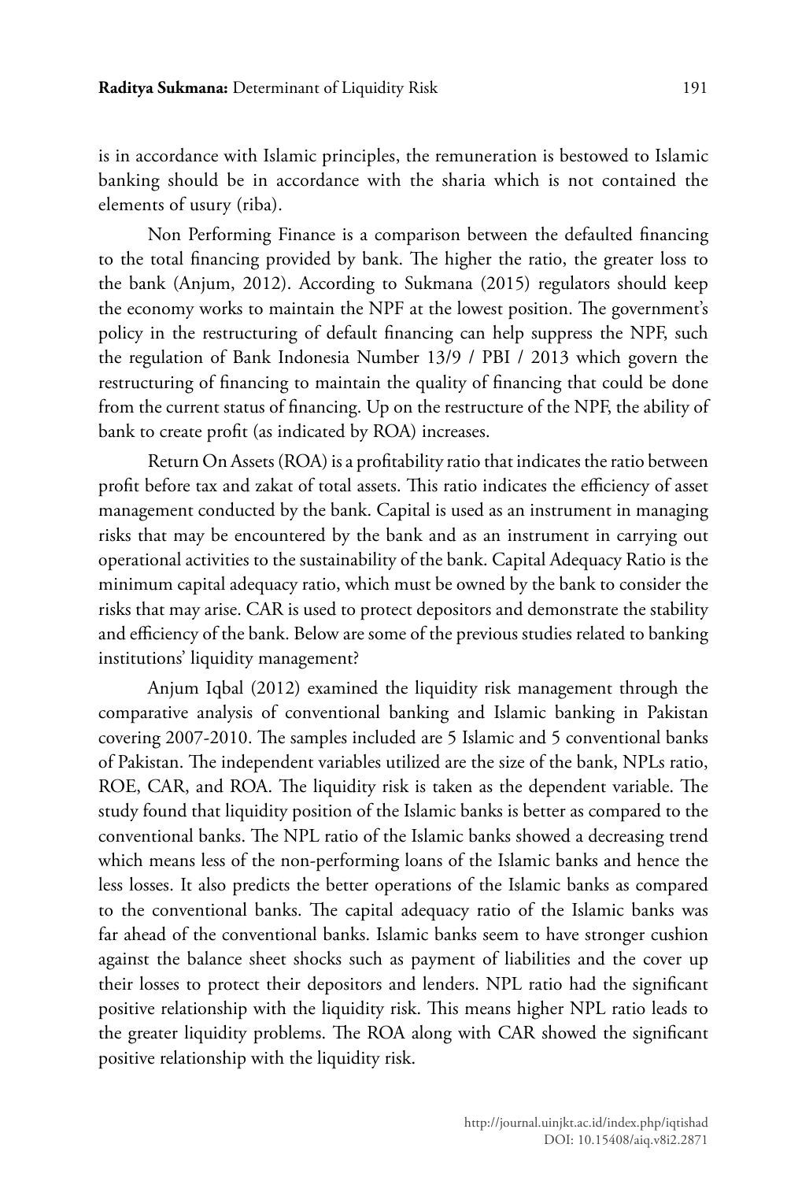is in accordance with Islamic principles, the remuneration is bestowed to Islamic banking should be in accordance with the sharia which is not contained the elements of usury (riba).

Non Performing Finance is a comparison between the defaulted financing to the total financing provided by bank. The higher the ratio, the greater loss to the bank (Anjum, 2012). According to Sukmana (2015) regulators should keep the economy works to maintain the NPF at the lowest position. The government's policy in the restructuring of default financing can help suppress the NPF, such the regulation of Bank Indonesia Number 13/9 / PBI / 2013 which govern the restructuring of financing to maintain the quality of financing that could be done from the current status of financing. Up on the restructure of the NPF, the ability of bank to create profit (as indicated by ROA) increases.

Return On Assets (ROA) is a profitability ratio that indicates the ratio between profit before tax and zakat of total assets. This ratio indicates the efficiency of asset management conducted by the bank. Capital is used as an instrument in managing risks that may be encountered by the bank and as an instrument in carrying out operational activities to the sustainability of the bank. Capital Adequacy Ratio is the minimum capital adequacy ratio, which must be owned by the bank to consider the risks that may arise. CAR is used to protect depositors and demonstrate the stability and efficiency of the bank. Below are some of the previous studies related to banking institutions' liquidity management?

Anjum Iqbal (2012) examined the liquidity risk management through the comparative analysis of conventional banking and Islamic banking in Pakistan covering 2007-2010. The samples included are 5 Islamic and 5 conventional banks of Pakistan. The independent variables utilized are the size of the bank, NPLs ratio, ROE, CAR, and ROA. The liquidity risk is taken as the dependent variable. The study found that liquidity position of the Islamic banks is better as compared to the conventional banks. The NPL ratio of the Islamic banks showed a decreasing trend which means less of the non-performing loans of the Islamic banks and hence the less losses. It also predicts the better operations of the Islamic banks as compared to the conventional banks. The capital adequacy ratio of the Islamic banks was far ahead of the conventional banks. Islamic banks seem to have stronger cushion against the balance sheet shocks such as payment of liabilities and the cover up their losses to protect their depositors and lenders. NPL ratio had the significant positive relationship with the liquidity risk. This means higher NPL ratio leads to the greater liquidity problems. The ROA along with CAR showed the significant positive relationship with the liquidity risk.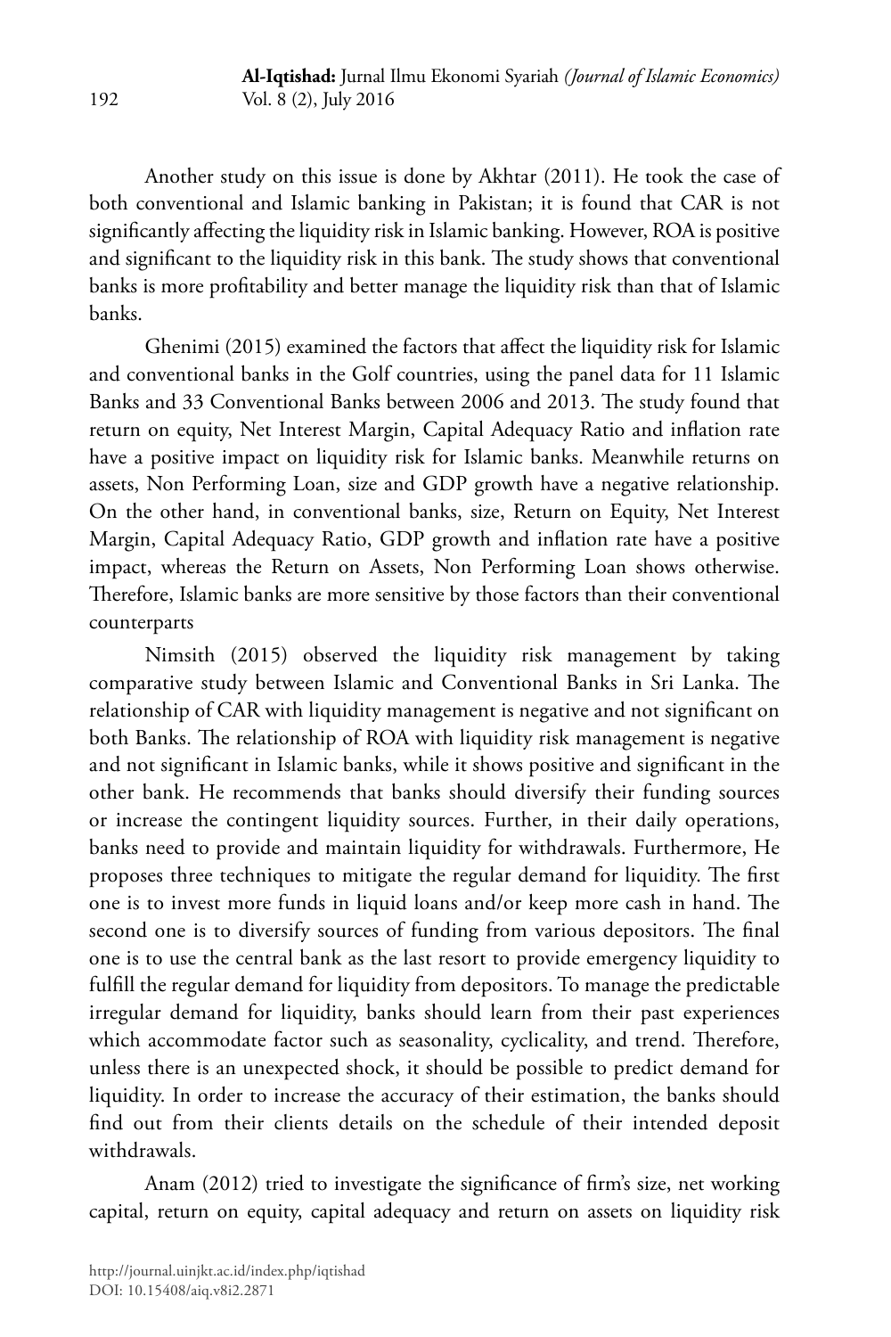Another study on this issue is done by Akhtar (2011). He took the case of both conventional and Islamic banking in Pakistan; it is found that CAR is not significantly affecting the liquidity risk in Islamic banking. However, ROA is positive and significant to the liquidity risk in this bank. The study shows that conventional banks is more profitability and better manage the liquidity risk than that of Islamic banks.

Ghenimi (2015) examined the factors that affect the liquidity risk for Islamic and conventional banks in the Golf countries, using the panel data for 11 Islamic Banks and 33 Conventional Banks between 2006 and 2013. The study found that return on equity, Net Interest Margin, Capital Adequacy Ratio and inflation rate have a positive impact on liquidity risk for Islamic banks. Meanwhile returns on assets, Non Performing Loan, size and GDP growth have a negative relationship. On the other hand, in conventional banks, size, Return on Equity, Net Interest Margin, Capital Adequacy Ratio, GDP growth and inflation rate have a positive impact, whereas the Return on Assets, Non Performing Loan shows otherwise. Therefore, Islamic banks are more sensitive by those factors than their conventional counterparts

Nimsith (2015) observed the liquidity risk management by taking comparative study between Islamic and Conventional Banks in Sri Lanka. The relationship of CAR with liquidity management is negative and not significant on both Banks. The relationship of ROA with liquidity risk management is negative and not significant in Islamic banks, while it shows positive and significant in the other bank. He recommends that banks should diversify their funding sources or increase the contingent liquidity sources. Further, in their daily operations, banks need to provide and maintain liquidity for withdrawals. Furthermore, He proposes three techniques to mitigate the regular demand for liquidity. The first one is to invest more funds in liquid loans and/or keep more cash in hand. The second one is to diversify sources of funding from various depositors. The final one is to use the central bank as the last resort to provide emergency liquidity to fulfill the regular demand for liquidity from depositors. To manage the predictable irregular demand for liquidity, banks should learn from their past experiences which accommodate factor such as seasonality, cyclicality, and trend. Therefore, unless there is an unexpected shock, it should be possible to predict demand for liquidity. In order to increase the accuracy of their estimation, the banks should find out from their clients details on the schedule of their intended deposit withdrawals.

Anam (2012) tried to investigate the significance of firm's size, net working capital, return on equity, capital adequacy and return on assets on liquidity risk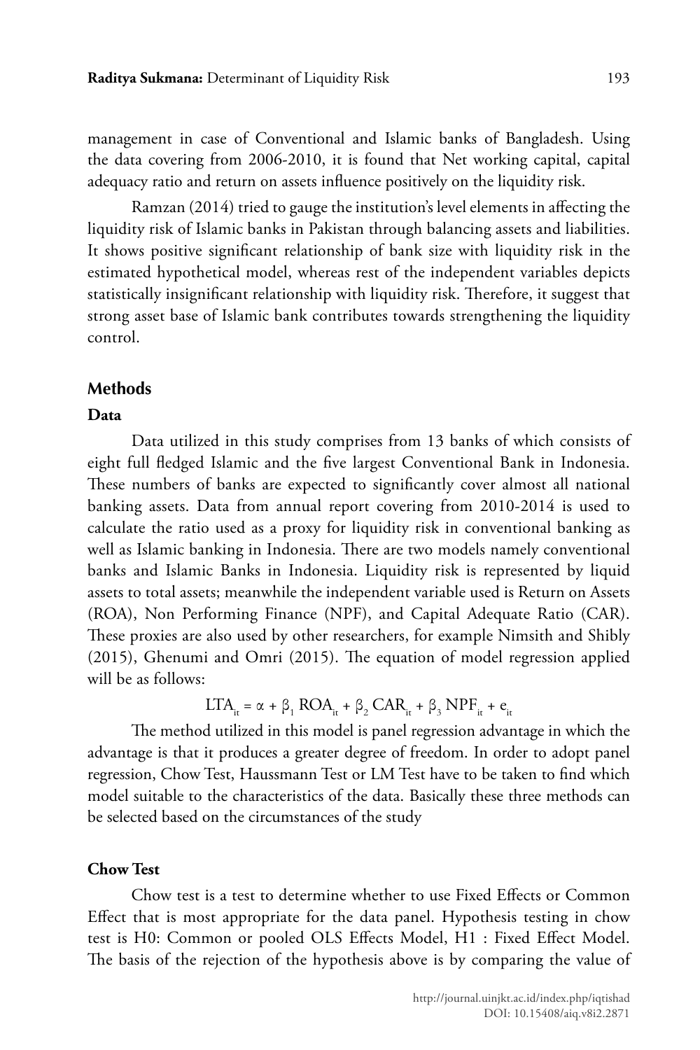management in case of Conventional and Islamic banks of Bangladesh. Using the data covering from 2006-2010, it is found that Net working capital, capital adequacy ratio and return on assets influence positively on the liquidity risk.

Ramzan (2014) tried to gauge the institution's level elements in affecting the liquidity risk of Islamic banks in Pakistan through balancing assets and liabilities. It shows positive significant relationship of bank size with liquidity risk in the estimated hypothetical model, whereas rest of the independent variables depicts statistically insignificant relationship with liquidity risk. Therefore, it suggest that strong asset base of Islamic bank contributes towards strengthening the liquidity control.

## Methods

### Data

Data utilized in this study comprises from 13 banks of which consists of eight full fledged Islamic and the five largest Conventional Bank in Indonesia. These numbers of banks are expected to significantly cover almost all national banking assets. Data from annual report covering from 2010-2014 is used to calculate the ratio used as a proxy for liquidity risk in conventional banking as well as Islamic banking in Indonesia. There are two models namely conventional banks and Islamic Banks in Indonesia. Liquidity risk is represented by liquid assets to total assets; meanwhile the independent variable used is Return on Assets (ROA), Non Performing Finance (NPF), and Capital Adequate Ratio (CAR). These proxies are also used by other researchers, for example Nimsith and Shibly (2015), Ghenumi and Omri (2015). The equation of model regression applied will be as follows:

$$LTA_{it} = \alpha + \beta_1 \, ROA_{it} + \beta_2 \, CAR_{it} + \beta_3 \, NPF_{it} + e_{it}$$

The method utilized in this model is panel regression advantage in which the advantage is that it produces a greater degree of freedom. In order to adopt panel regression, Chow Test, Haussmann Test or LM Test have to be taken to find which model suitable to the characteristics of the data. Basically these three methods can be selected based on the circumstances of the study

### Chow Test

Chow test is a test to determine whether to use Fixed Effects or Common Effect that is most appropriate for the data panel. Hypothesis testing in chow test is H0: Common or pooled OLS Effects Model, H1 : Fixed Effect Model. The basis of the rejection of the hypothesis above is by comparing the value of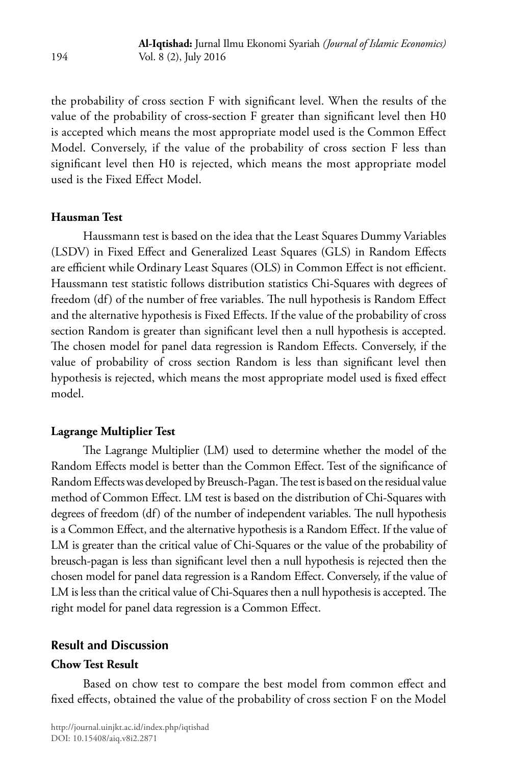the probability of cross section F with significant level. When the results of the value of the probability of cross-section F greater than significant level then H0 is accepted which means the most appropriate model used is the Common Effect Model. Conversely, if the value of the probability of cross section F less than significant level then H0 is rejected, which means the most appropriate model used is the Fixed Effect Model.

### Hausman Test

Haussmann test is based on the idea that the Least Squares Dummy Variables (LSDV) in Fixed Effect and Generalized Least Squares (GLS) in Random Effects are efficient while Ordinary Least Squares (OLS) in Common Effect is not efficient. Haussmann test statistic follows distribution statistics Chi-Squares with degrees of freedom (df) of the number of free variables. The null hypothesis is Random Effect and the alternative hypothesis is Fixed Effects. If the value of the probability of cross section Random is greater than significant level then a null hypothesis is accepted. The chosen model for panel data regression is Random Effects. Conversely, if the value of probability of cross section Random is less than significant level then hypothesis is rejected, which means the most appropriate model used is fixed effect model.

### Lagrange Multiplier Test

The Lagrange Multiplier (LM) used to determine whether the model of the Random Effects model is better than the Common Effect. Test of the significance of Random Effects was developed by Breusch-Pagan. The test is based on the residual value method of Common Effect. LM test is based on the distribution of Chi-Squares with degrees of freedom (df) of the number of independent variables. The null hypothesis is a Common Effect, and the alternative hypothesis is a Random Effect. If the value of LM is greater than the critical value of Chi-Squares or the value of the probability of breusch-pagan is less than significant level then a null hypothesis is rejected then the chosen model for panel data regression is a Random Effect. Conversely, if the value of LM is less than the critical value of Chi-Squares then a null hypothesis is accepted. The right model for panel data regression is a Common Effect.

## Result and Discussion

### Chow Test Result

Based on chow test to compare the best model from common effect and fixed effects, obtained the value of the probability of cross section F on the Model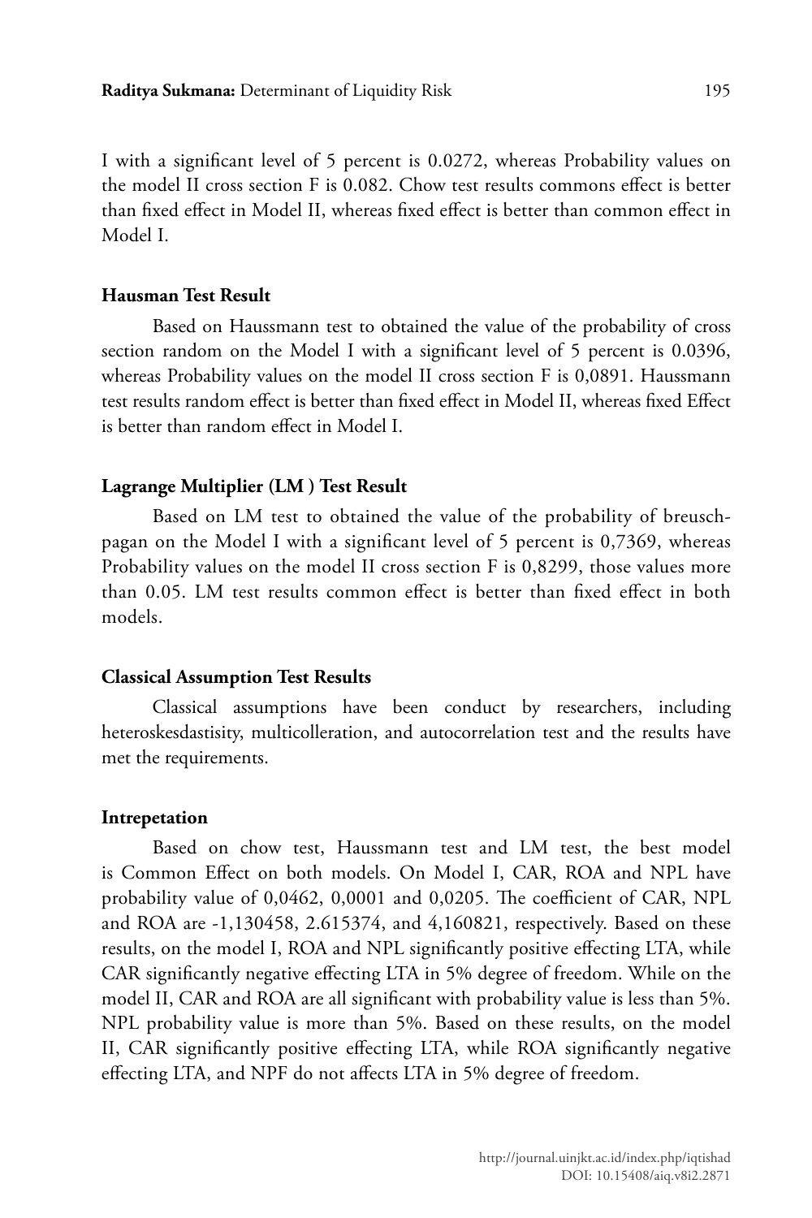I with a significant level of 5 percent is 0.0272, whereas Probability values on the model II cross section F is 0.082. Chow test results commons effect is better than fixed effect in Model II, whereas fixed effect is better than common effect in Model I.

### Hausman Test Result

Based on Haussmann test to obtained the value of the probability of cross section random on the Model I with a significant level of 5 percent is 0.0396, whereas Probability values on the model II cross section F is 0,0891. Haussmann test results random effect is better than fixed effect in Model II, whereas fixed Effect is better than random effect in Model I.

### Lagrange Multiplier (LM ) Test Result

Based on LM test to obtained the value of the probability of breusch-pagan on the Model I with a significant level of 5 percent is 0,7369, whereas Probability values on the model II cross section F is 0,8299, those values more than 0.05. LM test results common effect is better than fixed effect in both models.

### Classical Assumption Test Results

Classical assumptions have been conduct by researchers, including heteroskesdastisity, multicolleration, and autocorrelation test and the results have met the requirements.

### Intrepetation

Based on chow test, Haussmann test and LM test, the best model is Common Effect on both models. On Model I, CAR, ROA and NPL have probability value of 0,0462, 0,0001 and 0,0205. The coefficient of CAR, NPL and ROA are -1,130458, 2.615374, and 4,160821, respectively. Based on these results, on the model I, ROA and NPL significantly positive effecting LTA, while CAR significantly negative effecting LTA in 5% degree of freedom. While on the model II, CAR and ROA are all significant with probability value is less than 5%. NPL probability value is more than 5%. Based on these results, on the model II, CAR significantly positive effecting LTA, while ROA significantly negative effecting LTA, and NPF do not affects LTA in 5% degree of freedom.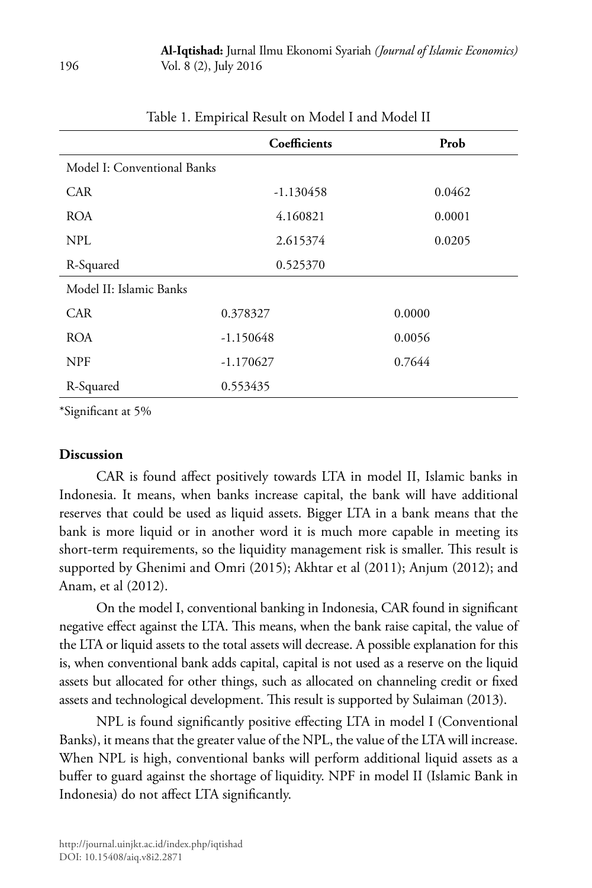Table 1. Empirical Result on Model I and Model II

| | Coefficients | Prob |
|---|---|---|
| Model I: Conventional Banks | | |
| CAR | -1.130458 | 0.0462 |
| ROA | 4.160821 | 0.0001 |
| NPL | 2.615374 | 0.0205 |
| R-Squared | 0.525370 | |
| Model II: Islamic Banks | | |
| CAR | 0.378327 | 0.0000 |
| ROA | -1.150648 | 0.0056 |
| NPF | -1.170627 | 0.7644 |
| R-Squared | 0.553435 | |

*Significant at 5%

### Discussion

CAR is found affect positively towards LTA in model II, Islamic banks in Indonesia. It means, when banks increase capital, the bank will have additional reserves that could be used as liquid assets. Bigger LTA in a bank means that the bank is more liquid or in another word it is much more capable in meeting its short-term requirements, so the liquidity management risk is smaller. This result is supported by Ghenimi and Omri (2015); Akhtar et al (2011); Anjum (2012); and Anam, et al (2012).

On the model I, conventional banking in Indonesia, CAR found in significant negative effect against the LTA. This means, when the bank raise capital, the value of the LTA or liquid assets to the total assets will decrease. A possible explanation for this is, when conventional bank adds capital, capital is not used as a reserve on the liquid assets but allocated for other things, such as allocated on channeling credit or fixed assets and technological development. This result is supported by Sulaiman (2013).

NPL is found significantly positive effecting LTA in model I (Conventional Banks), it means that the greater value of the NPL, the value of the LTA will increase. When NPL is high, conventional banks will perform additional liquid assets as a buffer to guard against the shortage of liquidity. NPF in model II (Islamic Bank in Indonesia) do not affect LTA significantly.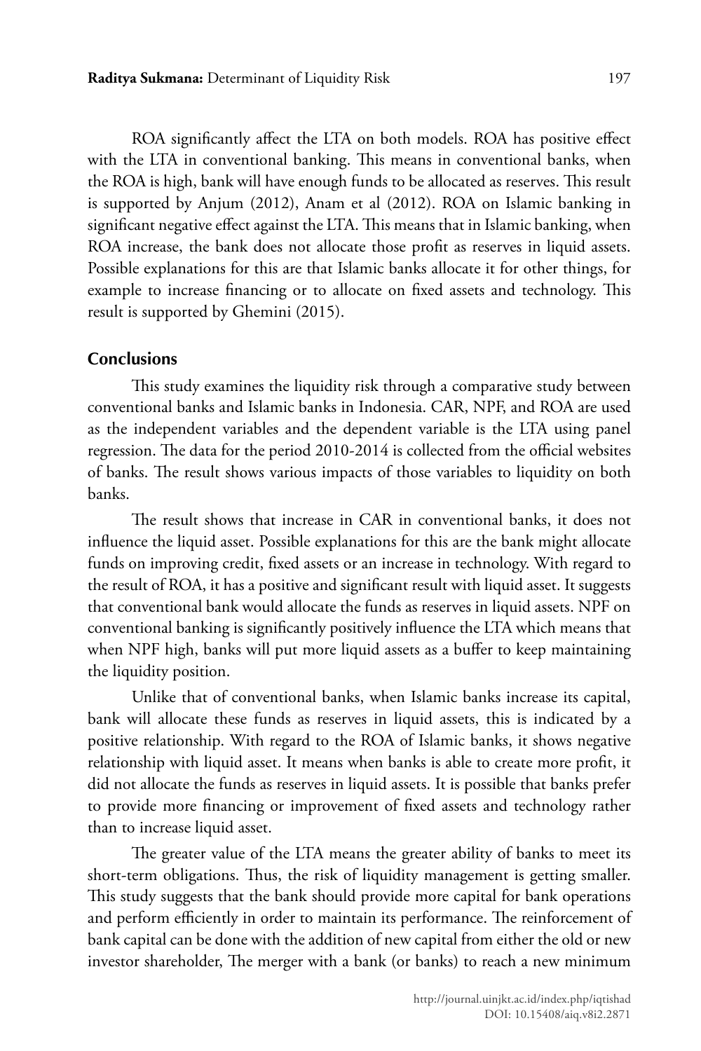ROA significantly affect the LTA on both models. ROA has positive effect with the LTA in conventional banking. This means in conventional banks, when the ROA is high, bank will have enough funds to be allocated as reserves. This result is supported by Anjum (2012), Anam et al (2012). ROA on Islamic banking in significant negative effect against the LTA. This means that in Islamic banking, when ROA increase, the bank does not allocate those profit as reserves in liquid assets. Possible explanations for this are that Islamic banks allocate it for other things, for example to increase financing or to allocate on fixed assets and technology. This result is supported by Ghemini (2015).

## Conclusions

This study examines the liquidity risk through a comparative study between conventional banks and Islamic banks in Indonesia. CAR, NPF, and ROA are used as the independent variables and the dependent variable is the LTA using panel regression. The data for the period 2010-2014 is collected from the official websites of banks. The result shows various impacts of those variables to liquidity on both banks.

The result shows that increase in CAR in conventional banks, it does not influence the liquid asset. Possible explanations for this are the bank might allocate funds on improving credit, fixed assets or an increase in technology. With regard to the result of ROA, it has a positive and significant result with liquid asset. It suggests that conventional bank would allocate the funds as reserves in liquid assets. NPF on conventional banking is significantly positively influence the LTA which means that when NPF high, banks will put more liquid assets as a buffer to keep maintaining the liquidity position.

Unlike that of conventional banks, when Islamic banks increase its capital, bank will allocate these funds as reserves in liquid assets, this is indicated by a positive relationship. With regard to the ROA of Islamic banks, it shows negative relationship with liquid asset. It means when banks is able to create more profit, it did not allocate the funds as reserves in liquid assets. It is possible that banks prefer to provide more financing or improvement of fixed assets and technology rather than to increase liquid asset.

The greater value of the LTA means the greater ability of banks to meet its short-term obligations. Thus, the risk of liquidity management is getting smaller. This study suggests that the bank should provide more capital for bank operations and perform efficiently in order to maintain its performance. The reinforcement of bank capital can be done with the addition of new capital from either the old or new investor shareholder, The merger with a bank (or banks) to reach a new minimum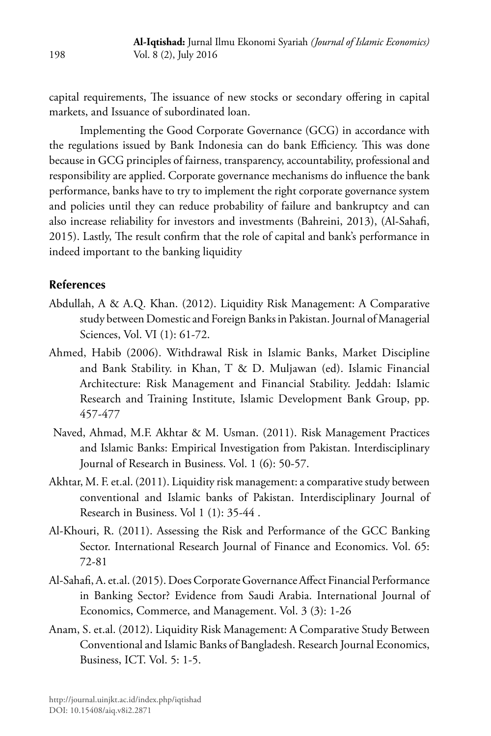capital requirements, The issuance of new stocks or secondary offering in capital markets, and Issuance of subordinated loan.

Implementing the Good Corporate Governance (GCG) in accordance with the regulations issued by Bank Indonesia can do bank Efficiency. This was done because in GCG principles of fairness, transparency, accountability, professional and responsibility are applied. Corporate governance mechanisms do influence the bank performance, banks have to try to implement the right corporate governance system and policies until they can reduce probability of failure and bankruptcy and can also increase reliability for investors and investments (Bahreini, 2013), (Al-Sahafi, 2015). Lastly, The result confirm that the role of capital and bank's performance in indeed important to the banking liquidity

## References

Abdullah, A & A.Q. Khan. (2012). Liquidity Risk Management: A Comparative study between Domestic and Foreign Banks in Pakistan. Journal of Managerial Sciences, Vol. VI (1): 61-72.

Ahmed, Habib (2006). Withdrawal Risk in Islamic Banks, Market Discipline and Bank Stability. in Khan, T & D. Muljawan (ed). Islamic Financial Architecture: Risk Management and Financial Stability. Jeddah: Islamic Research and Training Institute, Islamic Development Bank Group, pp. 457-477

Naved, Ahmad, M.F. Akhtar & M. Usman. (2011). Risk Management Practices and Islamic Banks: Empirical Investigation from Pakistan. Interdisciplinary Journal of Research in Business. Vol. 1 (6): 50-57.

Akhtar, M. F. et.al. (2011). Liquidity risk management: a comparative study between conventional and Islamic banks of Pakistan. Interdisciplinary Journal of Research in Business. Vol 1 (1): 35-44 .

Al-Khouri, R. (2011). Assessing the Risk and Performance of the GCC Banking Sector. International Research Journal of Finance and Economics. Vol. 65: 72-81

Al-Sahafi, A. et.al. (2015). Does Corporate Governance Affect Financial Performance in Banking Sector? Evidence from Saudi Arabia. International Journal of Economics, Commerce, and Management. Vol. 3 (3): 1-26

Anam, S. et.al. (2012). Liquidity Risk Management: A Comparative Study Between Conventional and Islamic Banks of Bangladesh. Research Journal Economics, Business, ICT. Vol. 5: 1-5.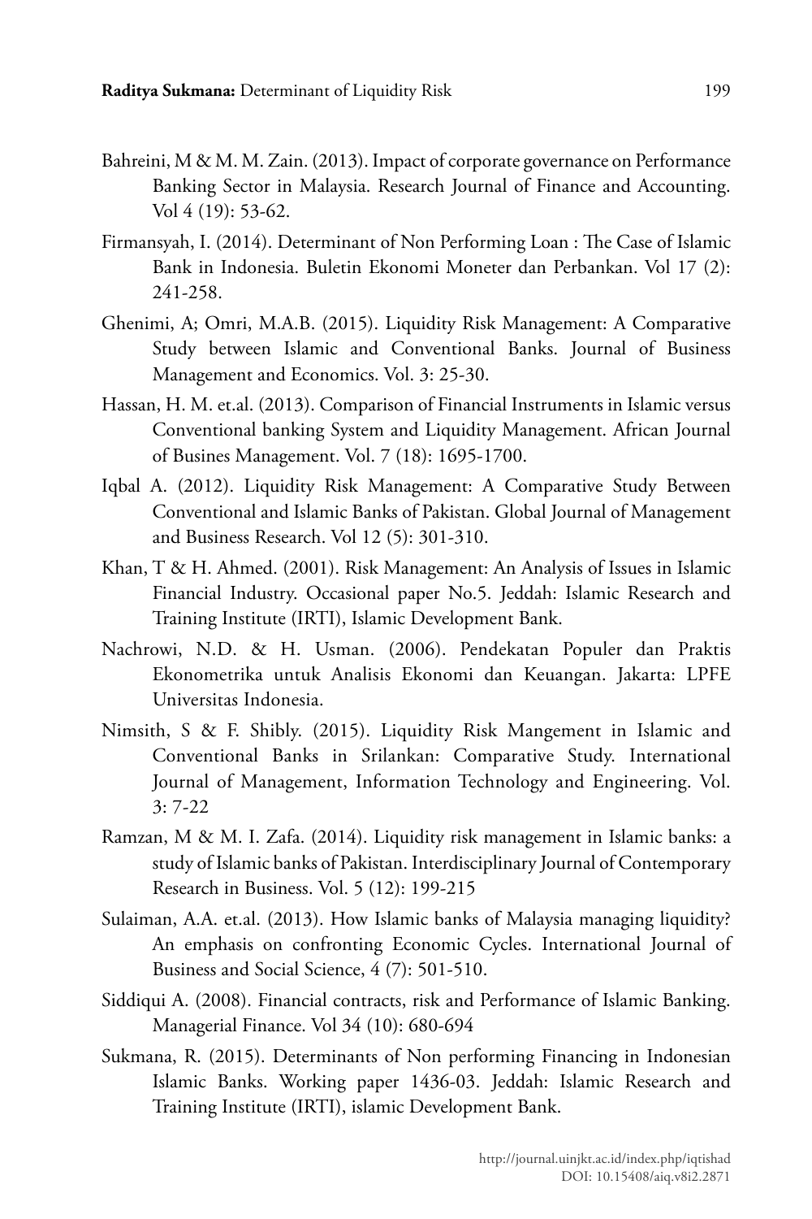Bahreini, M & M. M. Zain. (2013). Impact of corporate governance on Performance Banking Sector in Malaysia. Research Journal of Finance and Accounting. Vol 4 (19): 53-62.

Firmansyah, I. (2014). Determinant of Non Performing Loan : The Case of Islamic Bank in Indonesia. Buletin Ekonomi Moneter dan Perbankan. Vol 17 (2): 241-258.

Ghenimi, A; Omri, M.A.B. (2015). Liquidity Risk Management: A Comparative Study between Islamic and Conventional Banks. Journal of Business Management and Economics. Vol. 3: 25-30.

Hassan, H. M. et.al. (2013). Comparison of Financial Instruments in Islamic versus Conventional banking System and Liquidity Management. African Journal of Busines Management. Vol. 7 (18): 1695-1700.

Iqbal A. (2012). Liquidity Risk Management: A Comparative Study Between Conventional and Islamic Banks of Pakistan. Global Journal of Management and Business Research. Vol 12 (5): 301-310.

Khan, T & H. Ahmed. (2001). Risk Management: An Analysis of Issues in Islamic Financial Industry. Occasional paper No.5. Jeddah: Islamic Research and Training Institute (IRTI), Islamic Development Bank.

Nachrowi, N.D. & H. Usman. (2006). Pendekatan Populer dan Praktis Ekonometrika untuk Analisis Ekonomi dan Keuangan. Jakarta: LPFE Universitas Indonesia.

Nimsith, S & F. Shibly. (2015). Liquidity Risk Mangement in Islamic and Conventional Banks in Srilankan: Comparative Study. International Journal of Management, Information Technology and Engineering. Vol. 3: 7-22

Ramzan, M & M. I. Zafa. (2014). Liquidity risk management in Islamic banks: a study of Islamic banks of Pakistan. Interdisciplinary Journal of Contemporary Research in Business. Vol. 5 (12): 199-215

Sulaiman, A.A. et.al. (2013). How Islamic banks of Malaysia managing liquidity? An emphasis on confronting Economic Cycles. International Journal of Business and Social Science, 4 (7): 501-510.

Siddiqui A. (2008). Financial contracts, risk and Performance of Islamic Banking. Managerial Finance. Vol 34 (10): 680-694

Sukmana, R. (2015). Determinants of Non performing Financing in Indonesian Islamic Banks. Working paper 1436-03. Jeddah: Islamic Research and Training Institute (IRTI), islamic Development Bank.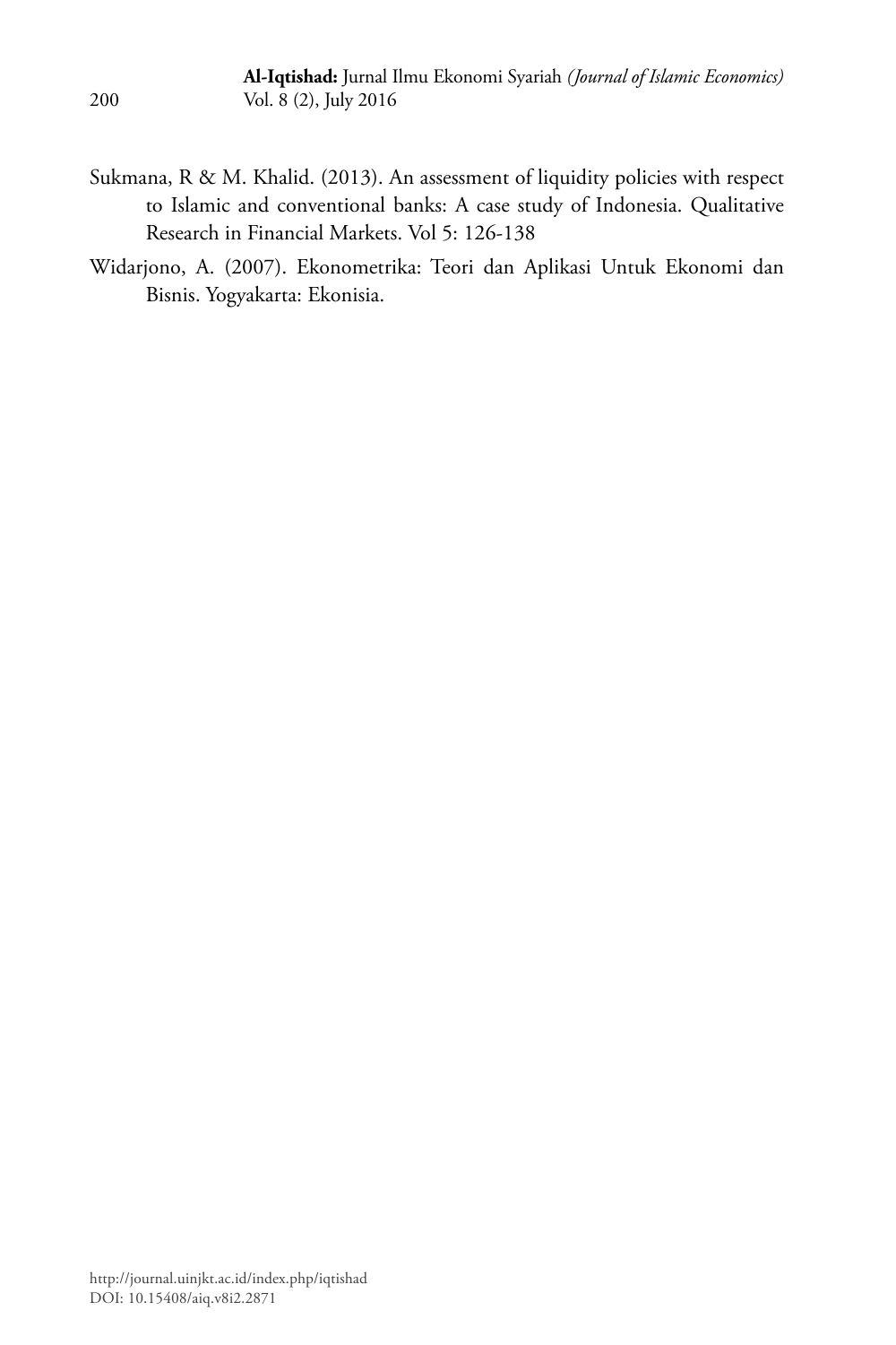Sukmana, R & M. Khalid. (2013). An assessment of liquidity policies with respect to Islamic and conventional banks: A case study of Indonesia. Qualitative Research in Financial Markets. Vol 5: 126-138

Widarjono, A. (2007). Ekonometrika: Teori dan Aplikasi Untuk Ekonomi dan Bisnis. Yogyakarta: Ekonisia.